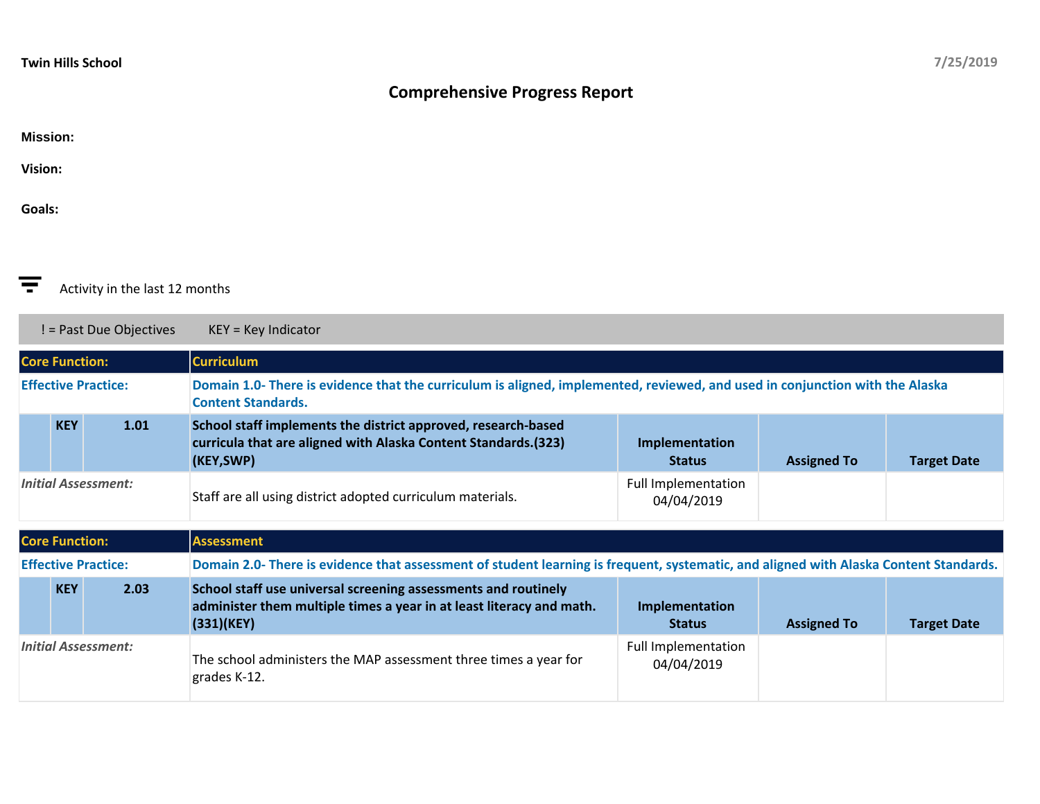**Twin Hills School** 7/25/2019

# Comprehensive Progress Report

**Mission:**

**Vision:**

**Goals:**

Activity in the last 12 months

! = Past Due Objectives KEY = Key Indicator

| | | | | | | |
|---|---|---|---|---|---|---|
| **Core Function:** | | | **Curriculum** | | | |
| **Effective Practice:** | | | **Domain 1.0- There is evidence that the curriculum is aligned, implemented, reviewed, and used in conjunction with the Alaska Content Standards.** | | | |
| | **KEY** | **1.01** | **School staff implements the district approved, research-based curricula that are aligned with Alaska Content Standards.(323)(KEY,SWP)** | **Implementation Status** | **Assigned To** | **Target Date** |
| *Initial Assessment:* | | | Staff are all using district adopted curriculum materials. | Full Implementation 04/04/2019 | | |

| | | | | | | |
|---|---|---|---|---|---|---|
| **Core Function:** | | | **Assessment** | | | |
| **Effective Practice:** | | | **Domain 2.0- There is evidence that assessment of student learning is frequent, systematic, and aligned with Alaska Content Standards.** | | | |
| | **KEY** | **2.03** | **School staff use universal screening assessments and routinely administer them multiple times a year in at least literacy and math.(331)(KEY)** | **Implementation Status** | **Assigned To** | **Target Date** |
| *Initial Assessment:* | | | The school administers the MAP assessment three times a year for grades K-12. | Full Implementation 04/04/2019 | | |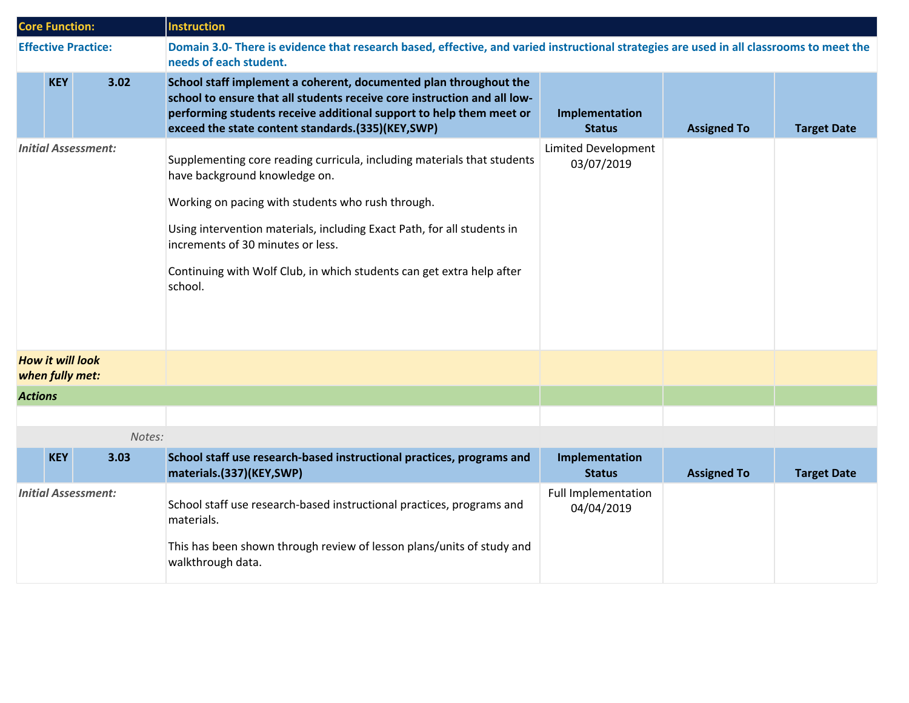| Core Function: | | | Instruction | | | |
|---|---|---|---|---|---|---|
| **Effective Practice:** | | | **Domain 3.0- There is evidence that research based, effective, and varied instructional strategies are used in all classrooms to meet the needs of each student.** | | | |
| | **KEY** | **3.02** | **School staff implement a coherent, documented plan throughout the school to ensure that all students receive core instruction and all low-performing students receive additional support to help them meet or exceed the state content standards.(335)(KEY,SWP)** | **Implementation Status** | **Assigned To** | **Target Date** |
| *Initial Assessment:* | | | Supplementing core reading curricula, including materials that students have background knowledge on.<br><br>Working on pacing with students who rush through.<br><br>Using intervention materials, including Exact Path, for all students in increments of 30 minutes or less.<br><br>Continuing with Wolf Club, in which students can get extra help after school. | Limited Development 03/07/2019 | | |
| ***How it will look when fully met:*** | | | | | | |
| ***Actions*** | | | | | | |
| | | | | | | |
| | | *Notes:* | | | | |
| | **KEY** | **3.03** | **School staff use research-based instructional practices, programs and materials.(337)(KEY,SWP)** | **Implementation Status** | **Assigned To** | **Target Date** |
| *Initial Assessment:* | | | School staff use research-based instructional practices, programs and materials.<br><br>This has been shown through review of lesson plans/units of study and walkthrough data. | Full Implementation 04/04/2019 | | |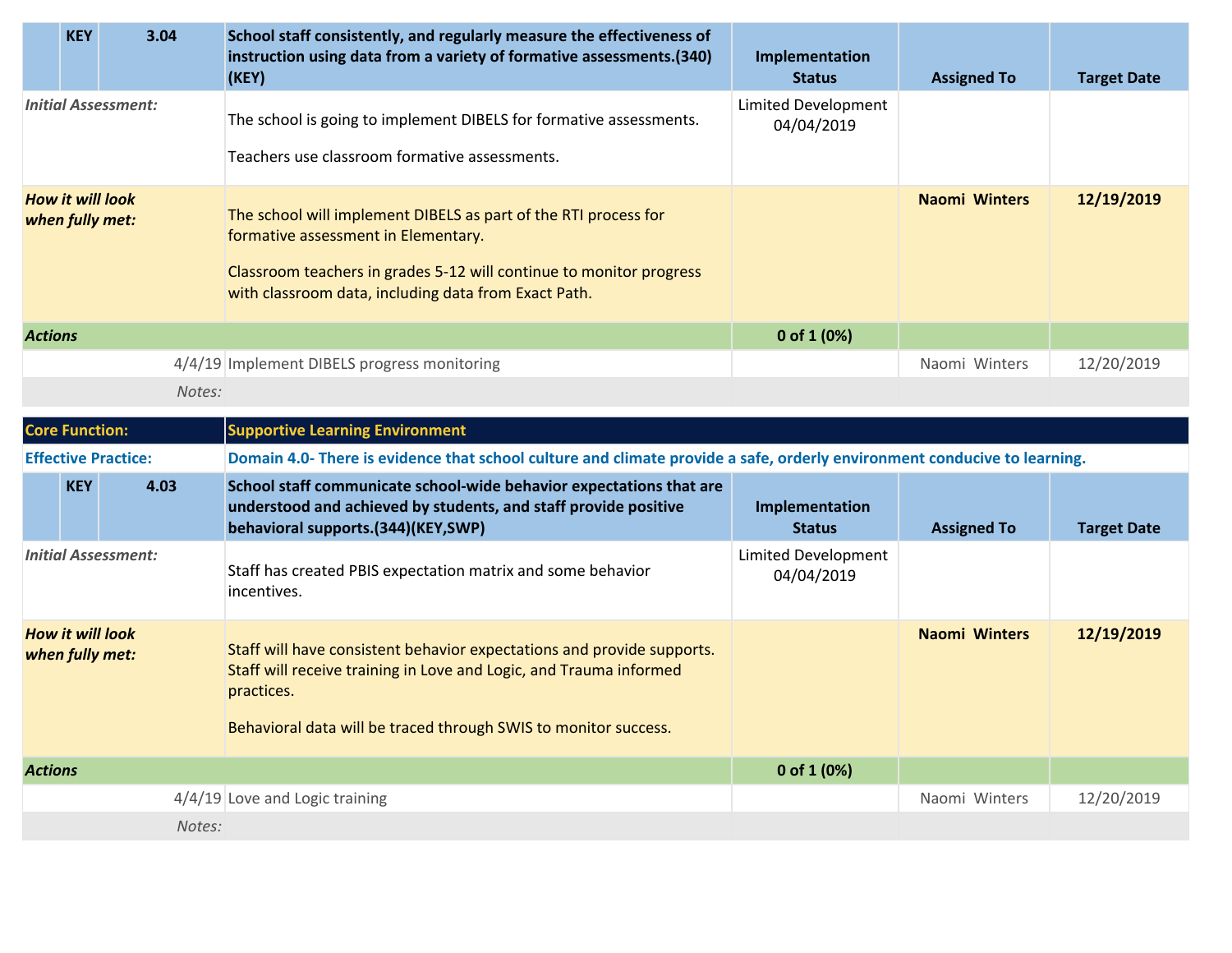| | KEY | 3.04 | School staff consistently, and regularly measure the effectiveness of instruction using data from a variety of formative assessments.(340)(KEY) | Implementation Status | Assigned To | Target Date |
|---|---|---|---|---|---|---|
| *Initial Assessment:* | | | The school is going to implement DIBELS for formative assessments.<br><br>Teachers use classroom formative assessments. | Limited Development 04/04/2019 | | |
| *How it will look when fully met:* | | | The school will implement DIBELS as part of the RTI process for formative assessment in Elementary.<br><br>Classroom teachers in grades 5-12 will continue to monitor progress with classroom data, including data from Exact Path. | | **Naomi Winters** | **12/19/2019** |
| ***Actions*** | | | | **0 of 1 (0%)** | | |
| | | 4/4/19 | Implement DIBELS progress monitoring | | Naomi Winters | 12/20/2019 |
| | | *Notes:* | | | | |

| **Core Function:** | **Supportive Learning Environment** |
|---|---|
| **Effective Practice:** | **Domain 4.0- There is evidence that school culture and climate provide a safe, orderly environment conducive to learning.** |

| | KEY | 4.03 | School staff communicate school-wide behavior expectations that are understood and achieved by students, and staff provide positive behavioral supports.(344)(KEY,SWP) | Implementation Status | Assigned To | Target Date |
|---|---|---|---|---|---|---|
| *Initial Assessment:* | | | Staff has created PBIS expectation matrix and some behavior incentives. | Limited Development 04/04/2019 | | |
| *How it will look when fully met:* | | | Staff will have consistent behavior expectations and provide supports. Staff will receive training in Love and Logic, and Trauma informed practices.<br><br>Behavioral data will be traced through SWIS to monitor success. | | **Naomi Winters** | **12/19/2019** |
| ***Actions*** | | | | **0 of 1 (0%)** | | |
| | | 4/4/19 | Love and Logic training | | Naomi Winters | 12/20/2019 |
| | | *Notes:* | | | | |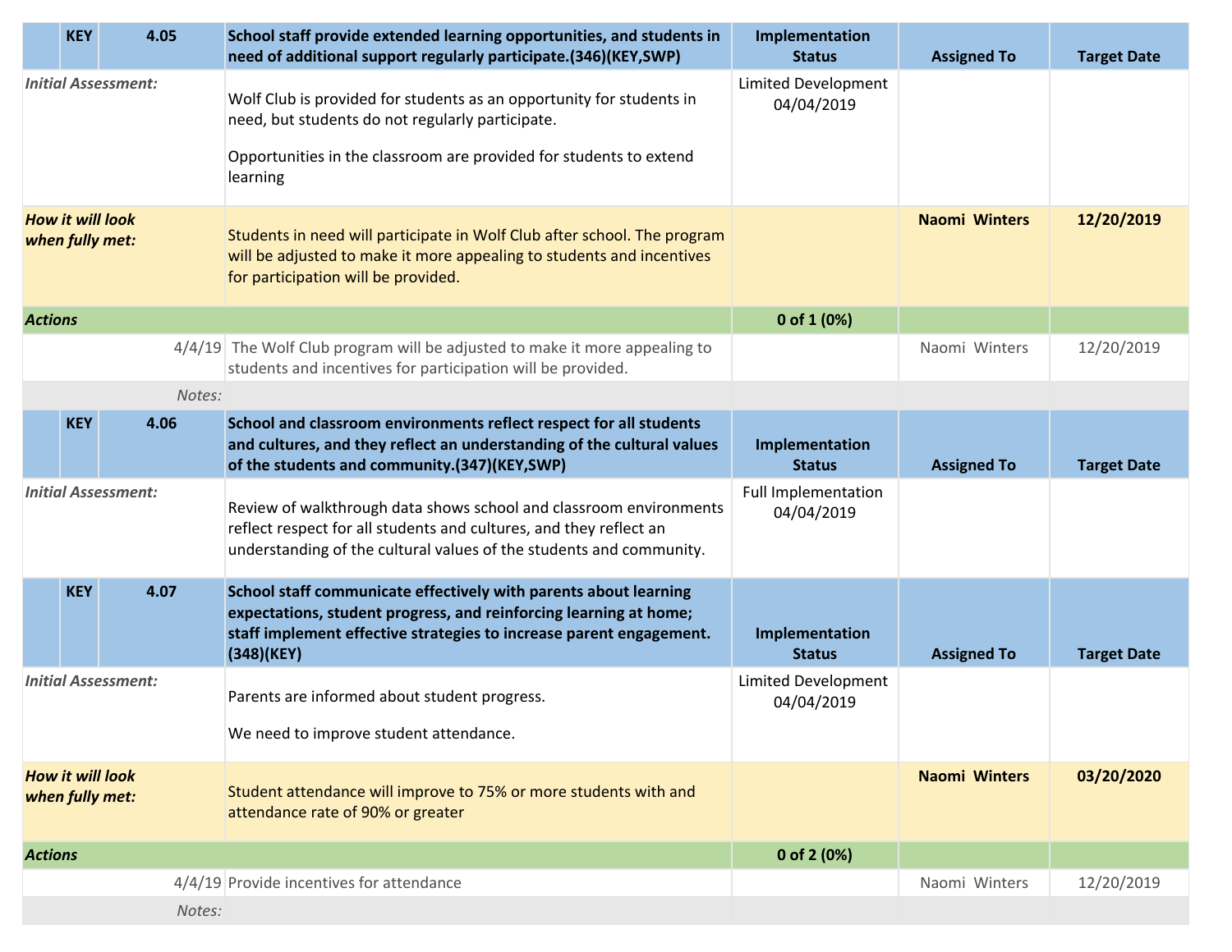| KEY | 4.05 | School staff provide extended learning opportunities, and students in need of additional support regularly participate.(346)(KEY,SWP) | Implementation Status | Assigned To | Target Date |
|---|---|---|---|---|---|
| *Initial Assessment:* | | Wolf Club is provided for students as an opportunity for students in need, but students do not regularly participate.<br><br>Opportunities in the classroom are provided for students to extend learning | Limited Development 04/04/2019 | | |
| ***How it will look when fully met:*** | | Students in need will participate in Wolf Club after school. The program will be adjusted to make it more appealing to students and incentives for participation will be provided. | | **Naomi Winters** | **12/20/2019** |
| ***Actions*** | | | **0 of 1 (0%)** | | |
| | 4/4/19 | The Wolf Club program will be adjusted to make it more appealing to students and incentives for participation will be provided. | | Naomi Winters | 12/20/2019 |
| | *Notes:* | | | | |

| KEY | 4.06 | School and classroom environments reflect respect for all students and cultures, and they reflect an understanding of the cultural values of the students and community.(347)(KEY,SWP) | Implementation Status | Assigned To | Target Date |
|---|---|---|---|---|---|
| *Initial Assessment:* | | Review of walkthrough data shows school and classroom environments reflect respect for all students and cultures, and they reflect an understanding of the cultural values of the students and community. | Full Implementation 04/04/2019 | | |

| KEY | 4.07 | School staff communicate effectively with parents about learning expectations, student progress, and reinforcing learning at home; staff implement effective strategies to increase parent engagement.(348)(KEY) | Implementation Status | Assigned To | Target Date |
|---|---|---|---|---|---|
| *Initial Assessment:* | | Parents are informed about student progress.<br><br>We need to improve student attendance. | Limited Development 04/04/2019 | | |
| ***How it will look when fully met:*** | | Student attendance will improve to 75% or more students with and attendance rate of 90% or greater | | **Naomi Winters** | **03/20/2020** |
| ***Actions*** | | | **0 of 2 (0%)** | | |
| | 4/4/19 | Provide incentives for attendance | | Naomi Winters | 12/20/2019 |
| | *Notes:* | | | | |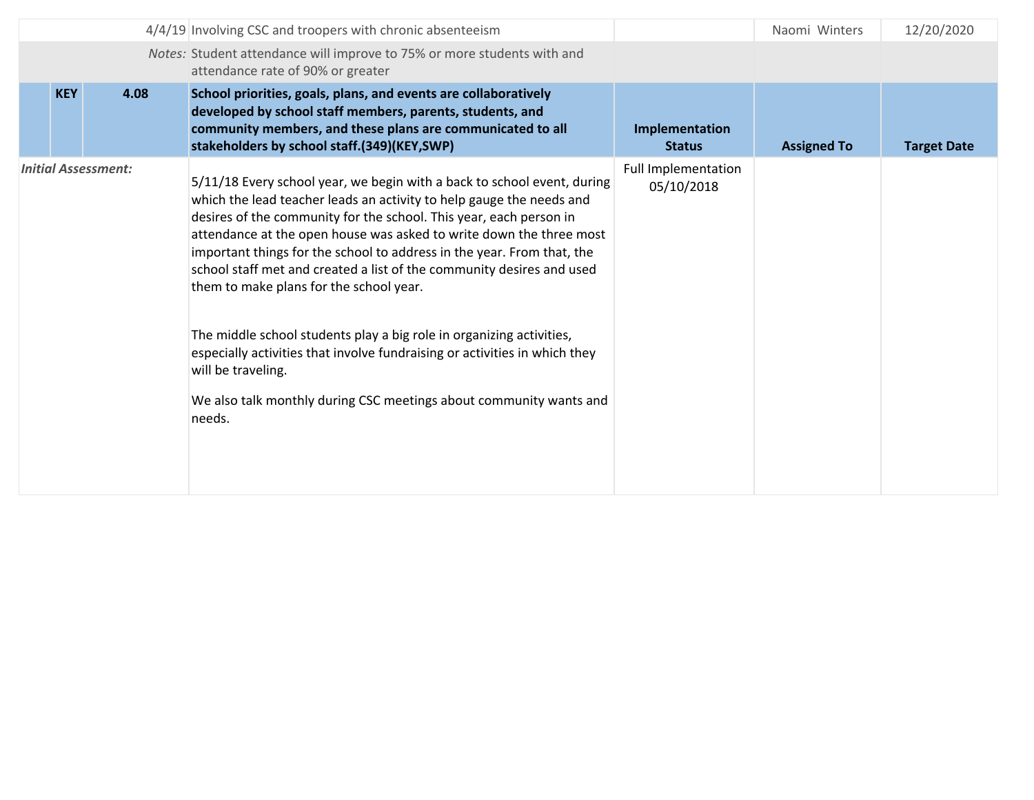| | | | | | |
|---|---|---|---|---|---|
| | 4/4/19 | Involving CSC and troopers with chronic absenteeism | | Naomi Winters | 12/20/2020 |
| | *Notes:* | Student attendance will improve to 75% or more students with and attendance rate of 90% or greater | | | |
| **KEY** | **4.08** | **School priorities, goals, plans, and events are collaboratively developed by school staff members, parents, students, and community members, and these plans are communicated to all stakeholders by school staff.(349)(KEY,SWP)** | **Implementation Status** | **Assigned To** | **Target Date** |
| ***Initial Assessment:*** | | 5/11/18 Every school year, we begin with a back to school event, during which the lead teacher leads an activity to help gauge the needs and desires of the community for the school. This year, each person in attendance at the open house was asked to write down the three most important things for the school to address in the year. From that, the school staff met and created a list of the community desires and used them to make plans for the school year.<br><br>The middle school students play a big role in organizing activities, especially activities that involve fundraising or activities in which they will be traveling.<br><br>We also talk monthly during CSC meetings about community wants and needs. | Full Implementation 05/10/2018 | | |